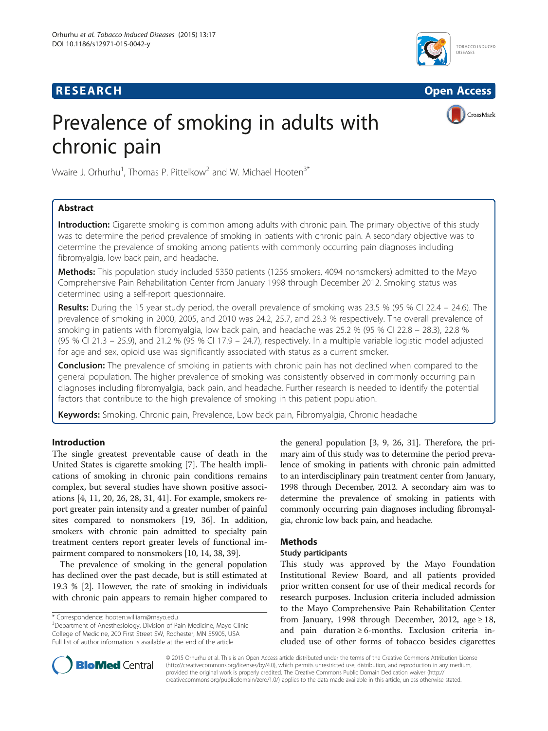RESEARCH Open Access

# Prevalence of smoking in adults with chronic pain

Vwaire J. Orhurhu[1], Thomas P. Pittelkow[2] and W. Michael Hooten[3*]

## Abstract

**Introduction:** Cigarette smoking is common among adults with chronic pain. The primary objective of this study was to determine the period prevalence of smoking in patients with chronic pain. A secondary objective was to determine the prevalence of smoking among patients with commonly occurring pain diagnoses including fibromyalgia, low back pain, and headache.

**Methods:** This population study included 5350 patients (1256 smokers, 4094 nonsmokers) admitted to the Mayo Comprehensive Pain Rehabilitation Center from January 1998 through December 2012. Smoking status was determined using a self-report questionnaire.

**Results:** During the 15 year study period, the overall prevalence of smoking was 23.5 % (95 % CI 22.4 – 24.6). The prevalence of smoking in 2000, 2005, and 2010 was 24.2, 25.7, and 28.3 % respectively. The overall prevalence of smoking in patients with fibromyalgia, low back pain, and headache was 25.2 % (95 % CI 22.8 – 28.3), 22.8 % (95 % CI 21.3 – 25.9), and 21.2 % (95 % CI 17.9 – 24.7), respectively. In a multiple variable logistic model adjusted for age and sex, opioid use was significantly associated with status as a current smoker.

**Conclusion:** The prevalence of smoking in patients with chronic pain has not declined when compared to the general population. The higher prevalence of smoking was consistently observed in commonly occurring pain diagnoses including fibromyalgia, back pain, and headache. Further research is needed to identify the potential factors that contribute to the high prevalence of smoking in this patient population.

**Keywords:** Smoking, Chronic pain, Prevalence, Low back pain, Fibromyalgia, Chronic headache

## Introduction

The single greatest preventable cause of death in the United States is cigarette smoking [7]. The health implications of smoking in chronic pain conditions remains complex, but several studies have shown positive associations [4, 11, 20, 26, 28, 31, 41]. For example, smokers report greater pain intensity and a greater number of painful sites compared to nonsmokers [19, 36]. In addition, smokers with chronic pain admitted to specialty pain treatment centers report greater levels of functional impairment compared to nonsmokers [10, 14, 38, 39].

The prevalence of smoking in the general population has declined over the past decade, but is still estimated at 19.3 % [2]. However, the rate of smoking in individuals with chronic pain appears to remain higher compared to the general population [3, 9, 26, 31]. Therefore, the primary aim of this study was to determine the period prevalence of smoking in patients with chronic pain admitted to an interdisciplinary pain treatment center from January, 1998 through December, 2012. A secondary aim was to determine the prevalence of smoking in patients with commonly occurring pain diagnoses including fibromyalgia, chronic low back pain, and headache.

## Methods

### Study participants

This study was approved by the Mayo Foundation Institutional Review Board, and all patients provided prior written consent for use of their medical records for research purposes. Inclusion criteria included admission to the Mayo Comprehensive Pain Rehabilitation Center from January, 1998 through December, 2012, age ≥ 18, and pain duration ≥ 6-months. Exclusion criteria included use of other forms of tobacco besides cigarettes

\* Correspondence: hooten.william@mayo.edu
[3]Department of Anesthesiology, Division of Pain Medicine, Mayo Clinic College of Medicine, 200 First Street SW, Rochester, MN 55905, USA
Full list of author information is available at the end of the article

© 2015 Orhurhu et al. This is an Open Access article distributed under the terms of the Creative Commons Attribution License (http://creativecommons.org/licenses/by/4.0), which permits unrestricted use, distribution, and reproduction in any medium, provided the original work is properly credited. The Creative Commons Public Domain Dedication waiver (http://creativecommons.org/publicdomain/zero/1.0/) applies to the data made available in this article, unless otherwise stated.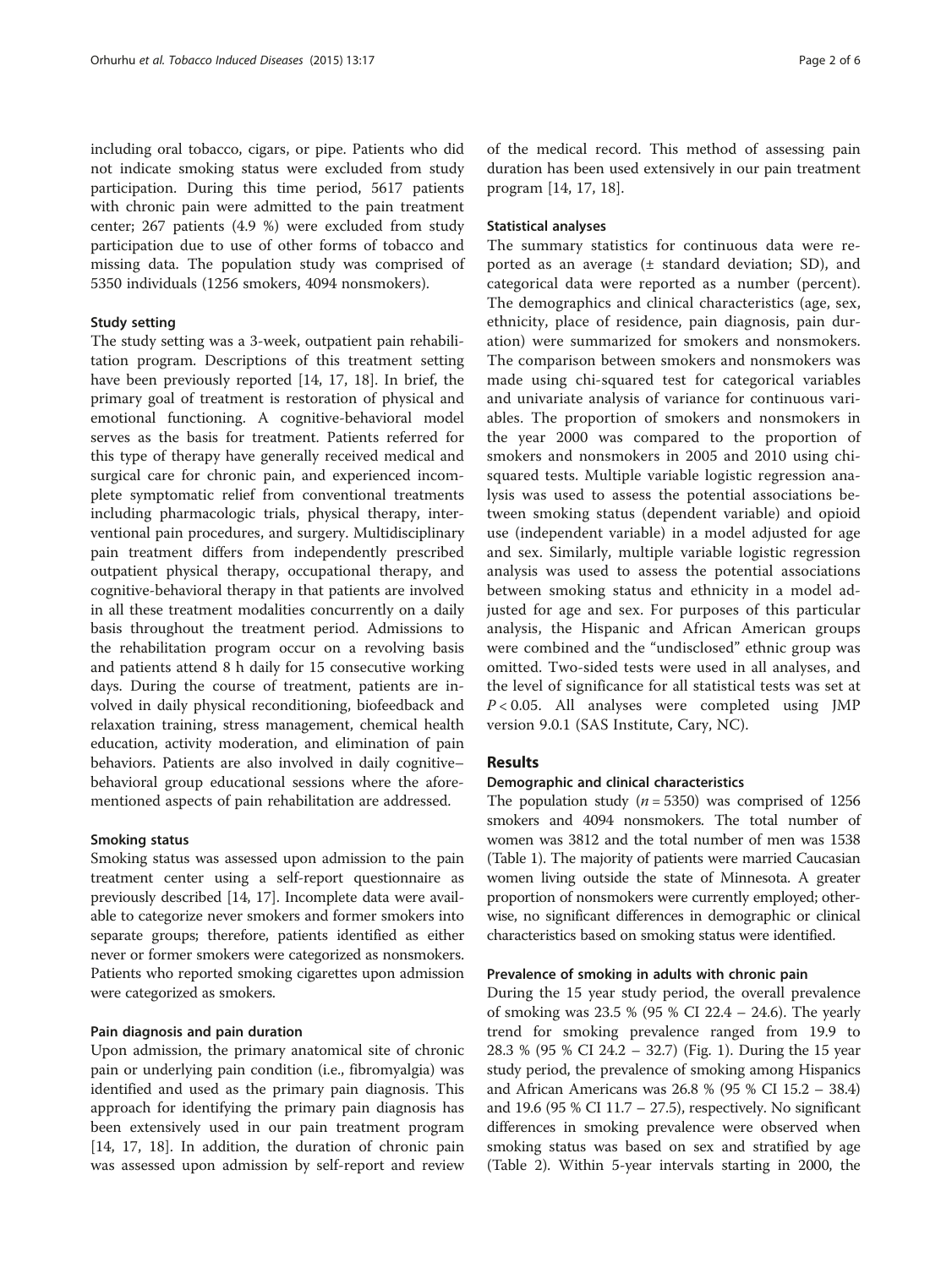including oral tobacco, cigars, or pipe. Patients who did not indicate smoking status were excluded from study participation. During this time period, 5617 patients with chronic pain were admitted to the pain treatment center; 267 patients (4.9 %) were excluded from study participation due to use of other forms of tobacco and missing data. The population study was comprised of 5350 individuals (1256 smokers, 4094 nonsmokers).

### Study setting

The study setting was a 3-week, outpatient pain rehabilitation program. Descriptions of this treatment setting have been previously reported [14, 17, 18]. In brief, the primary goal of treatment is restoration of physical and emotional functioning. A cognitive-behavioral model serves as the basis for treatment. Patients referred for this type of therapy have generally received medical and surgical care for chronic pain, and experienced incomplete symptomatic relief from conventional treatments including pharmacologic trials, physical therapy, interventional pain procedures, and surgery. Multidisciplinary pain treatment differs from independently prescribed outpatient physical therapy, occupational therapy, and cognitive-behavioral therapy in that patients are involved in all these treatment modalities concurrently on a daily basis throughout the treatment period. Admissions to the rehabilitation program occur on a revolving basis and patients attend 8 h daily for 15 consecutive working days. During the course of treatment, patients are involved in daily physical reconditioning, biofeedback and relaxation training, stress management, chemical health education, activity moderation, and elimination of pain behaviors. Patients are also involved in daily cognitive–behavioral group educational sessions where the aforementioned aspects of pain rehabilitation are addressed.

### Smoking status

Smoking status was assessed upon admission to the pain treatment center using a self-report questionnaire as previously described [14, 17]. Incomplete data were available to categorize never smokers and former smokers into separate groups; therefore, patients identified as either never or former smokers were categorized as nonsmokers. Patients who reported smoking cigarettes upon admission were categorized as smokers.

### Pain diagnosis and pain duration

Upon admission, the primary anatomical site of chronic pain or underlying pain condition (i.e., fibromyalgia) was identified and used as the primary pain diagnosis. This approach for identifying the primary pain diagnosis has been extensively used in our pain treatment program [14, 17, 18]. In addition, the duration of chronic pain was assessed upon admission by self-report and review of the medical record. This method of assessing pain duration has been used extensively in our pain treatment program [14, 17, 18].

### Statistical analyses

The summary statistics for continuous data were reported as an average (± standard deviation; SD), and categorical data were reported as a number (percent). The demographics and clinical characteristics (age, sex, ethnicity, place of residence, pain diagnosis, pain duration) were summarized for smokers and nonsmokers. The comparison between smokers and nonsmokers was made using chi-squared test for categorical variables and univariate analysis of variance for continuous variables. The proportion of smokers and nonsmokers in the year 2000 was compared to the proportion of smokers and nonsmokers in 2005 and 2010 using chi-squared tests. Multiple variable logistic regression analysis was used to assess the potential associations between smoking status (dependent variable) and opioid use (independent variable) in a model adjusted for age and sex. Similarly, multiple variable logistic regression analysis was used to assess the potential associations between smoking status and ethnicity in a model adjusted for age and sex. For purposes of this particular analysis, the Hispanic and African American groups were combined and the "undisclosed" ethnic group was omitted. Two-sided tests were used in all analyses, and the level of significance for all statistical tests was set at $P < 0.05$. All analyses were completed using JMP version 9.0.1 (SAS Institute, Cary, NC).

## Results

### Demographic and clinical characteristics

The population study ($n = 5350$) was comprised of 1256 smokers and 4094 nonsmokers. The total number of women was 3812 and the total number of men was 1538 (Table 1). The majority of patients were married Caucasian women living outside the state of Minnesota. A greater proportion of nonsmokers were currently employed; otherwise, no significant differences in demographic or clinical characteristics based on smoking status were identified.

### Prevalence of smoking in adults with chronic pain

During the 15 year study period, the overall prevalence of smoking was 23.5 % (95 % CI 22.4 – 24.6). The yearly trend for smoking prevalence ranged from 19.9 to 28.3 % (95 % CI 24.2 – 32.7) (Fig. 1). During the 15 year study period, the prevalence of smoking among Hispanics and African Americans was 26.8 % (95 % CI 15.2 – 38.4) and 19.6 (95 % CI 11.7 – 27.5), respectively. No significant differences in smoking prevalence were observed when smoking status was based on sex and stratified by age (Table 2). Within 5-year intervals starting in 2000, the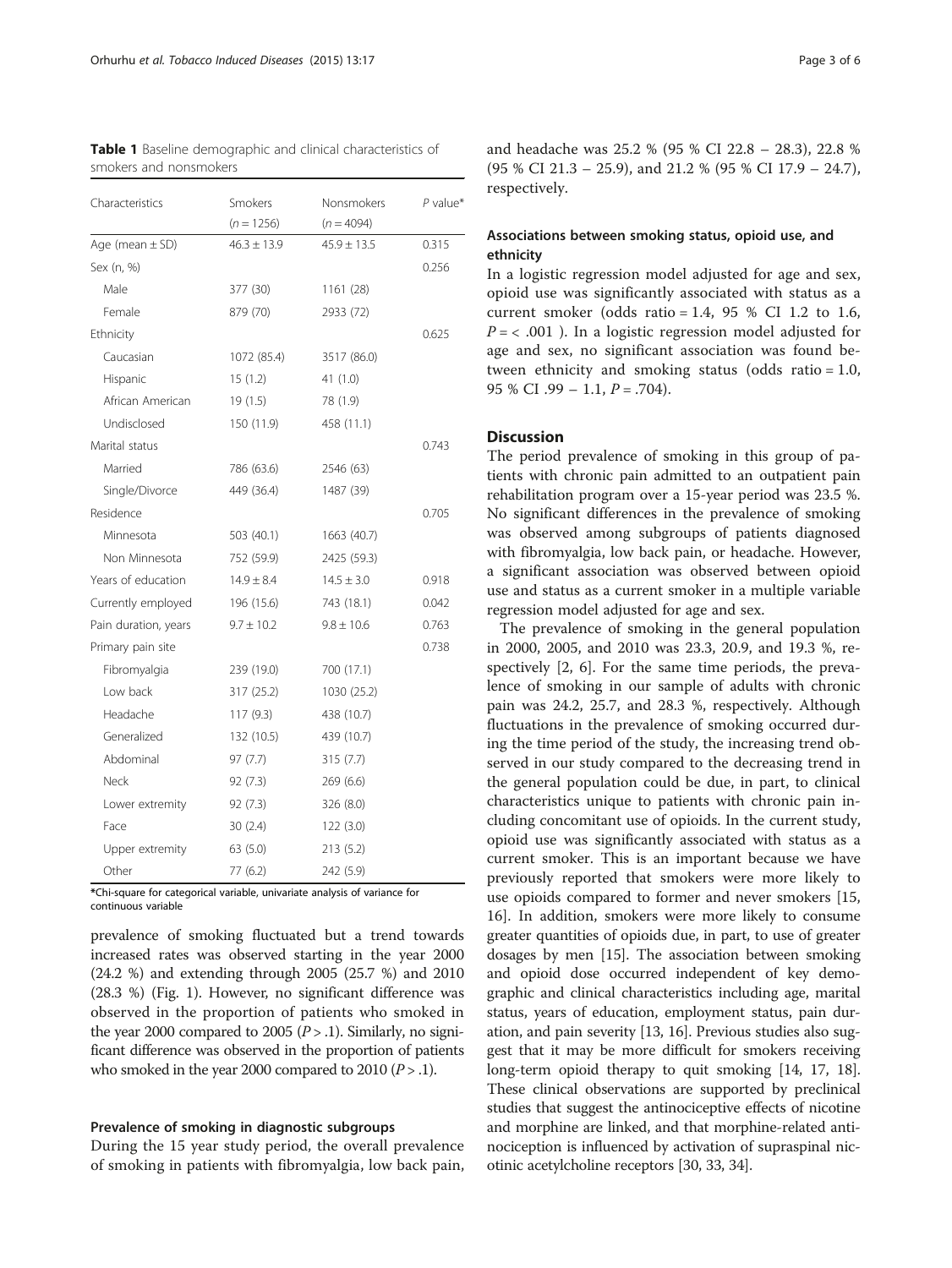**Table 1** Baseline demographic and clinical characteristics of smokers and nonsmokers

| Characteristics | Smokers (n = 1256) | Nonsmokers (n = 4094) | P value* |
| --- | --- | --- | --- |
| Age (mean ± SD) | 46.3 ± 13.9 | 45.9 ± 13.5 | 0.315 |
| Sex (n, %) | | | 0.256 |
| Male | 377 (30) | 1161 (28) | |
| Female | 879 (70) | 2933 (72) | |
| Ethnicity | | | 0.625 |
| Caucasian | 1072 (85.4) | 3517 (86.0) | |
| Hispanic | 15 (1.2) | 41 (1.0) | |
| African American | 19 (1.5) | 78 (1.9) | |
| Undisclosed | 150 (11.9) | 458 (11.1) | |
| Marital status | | | 0.743 |
| Married | 786 (63.6) | 2546 (63) | |
| Single/Divorce | 449 (36.4) | 1487 (39) | |
| Residence | | | 0.705 |
| Minnesota | 503 (40.1) | 1663 (40.7) | |
| Non Minnesota | 752 (59.9) | 2425 (59.3) | |
| Years of education | 14.9 ± 8.4 | 14.5 ± 3.0 | 0.918 |
| Currently employed | 196 (15.6) | 743 (18.1) | 0.042 |
| Pain duration, years | 9.7 ± 10.2 | 9.8 ± 10.6 | 0.763 |
| Primary pain site | | | 0.738 |
| Fibromyalgia | 239 (19.0) | 700 (17.1) | |
| Low back | 317 (25.2) | 1030 (25.2) | |
| Headache | 117 (9.3) | 438 (10.7) | |
| Generalized | 132 (10.5) | 439 (10.7) | |
| Abdominal | 97 (7.7) | 315 (7.7) | |
| Neck | 92 (7.3) | 269 (6.6) | |
| Lower extremity | 92 (7.3) | 326 (8.0) | |
| Face | 30 (2.4) | 122 (3.0) | |
| Upper extremity | 63 (5.0) | 213 (5.2) | |
| Other | 77 (6.2) | 242 (5.9) | |

**\*Chi-square for categorical variable, univariate analysis of variance for continuous variable**

prevalence of smoking fluctuated but a trend towards increased rates was observed starting in the year 2000 (24.2 %) and extending through 2005 (25.7 %) and 2010 (28.3 %) (Fig. 1). However, no significant difference was observed in the proportion of patients who smoked in the year 2000 compared to 2005 ($P > .1$). Similarly, no significant difference was observed in the proportion of patients who smoked in the year 2000 compared to 2010 ($P > .1$).

### Prevalence of smoking in diagnostic subgroups

During the 15 year study period, the overall prevalence of smoking in patients with fibromyalgia, low back pain, and headache was 25.2 % (95 % CI 22.8 – 28.3), 22.8 % (95 % CI 21.3 – 25.9), and 21.2 % (95 % CI 17.9 – 24.7), respectively.

### Associations between smoking status, opioid use, and ethnicity

In a logistic regression model adjusted for age and sex, opioid use was significantly associated with status as a current smoker (odds ratio = 1.4, 95 % CI 1.2 to 1.6, $P = < .001$ ). In a logistic regression model adjusted for age and sex, no significant association was found between ethnicity and smoking status (odds ratio = 1.0, 95 % CI .99 – 1.1, $P = .704$).

## Discussion

The period prevalence of smoking in this group of patients with chronic pain admitted to an outpatient pain rehabilitation program over a 15-year period was 23.5 %. No significant differences in the prevalence of smoking was observed among subgroups of patients diagnosed with fibromyalgia, low back pain, or headache. However, a significant association was observed between opioid use and status as a current smoker in a multiple variable regression model adjusted for age and sex.

The prevalence of smoking in the general population in 2000, 2005, and 2010 was 23.3, 20.9, and 19.3 %, respectively [2, 6]. For the same time periods, the prevalence of smoking in our sample of adults with chronic pain was 24.2, 25.7, and 28.3 %, respectively. Although fluctuations in the prevalence of smoking occurred during the time period of the study, the increasing trend observed in our study compared to the decreasing trend in the general population could be due, in part, to clinical characteristics unique to patients with chronic pain including concomitant use of opioids. In the current study, opioid use was significantly associated with status as a current smoker. This is an important because we have previously reported that smokers were more likely to use opioids compared to former and never smokers [15, 16]. In addition, smokers were more likely to consume greater quantities of opioids due, in part, to use of greater dosages by men [15]. The association between smoking and opioid dose occurred independent of key demographic and clinical characteristics including age, marital status, years of education, employment status, pain duration, and pain severity [13, 16]. Previous studies also suggest that it may be more difficult for smokers receiving long-term opioid therapy to quit smoking [14, 17, 18]. These clinical observations are supported by preclinical studies that suggest the antinociceptive effects of nicotine and morphine are linked, and that morphine-related antinociception is influenced by activation of supraspinal nicotinic acetylcholine receptors [30, 33, 34].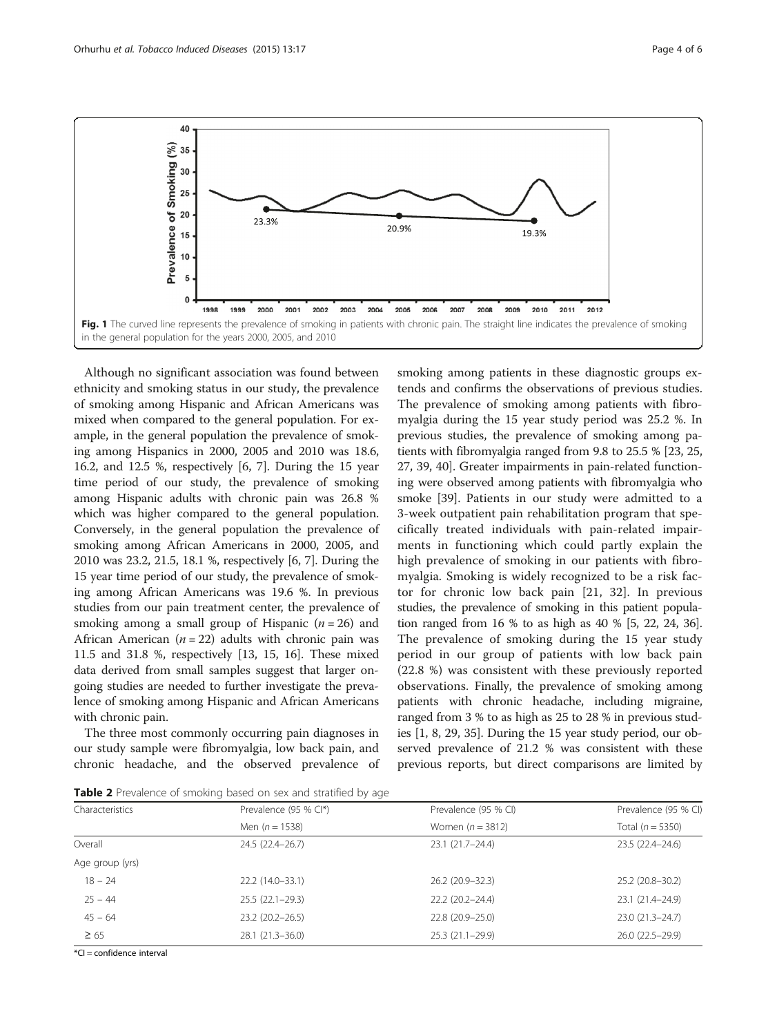**Fig. 1** The curved line represents the prevalence of smoking in patients with chronic pain. The straight line indicates the prevalence of smoking in the general population for the years 2000, 2005, and 2010

Although no significant association was found between ethnicity and smoking status in our study, the prevalence of smoking among Hispanic and African Americans was mixed when compared to the general population. For example, in the general population the prevalence of smoking among Hispanics in 2000, 2005 and 2010 was 18.6, 16.2, and 12.5 %, respectively [6, 7]. During the 15 year time period of our study, the prevalence of smoking among Hispanic adults with chronic pain was 26.8 % which was higher compared to the general population. Conversely, in the general population the prevalence of smoking among African Americans in 2000, 2005, and 2010 was 23.2, 21.5, 18.1 %, respectively [6, 7]. During the 15 year time period of our study, the prevalence of smoking among African Americans was 19.6 %. In previous studies from our pain treatment center, the prevalence of smoking among a small group of Hispanic ($n = 26$) and African American ($n = 22$) adults with chronic pain was 11.5 and 31.8 %, respectively [13, 15, 16]. These mixed data derived from small samples suggest that larger ongoing studies are needed to further investigate the prevalence of smoking among Hispanic and African Americans with chronic pain.

The three most commonly occurring pain diagnoses in our study sample were fibromyalgia, low back pain, and chronic headache, and the observed prevalence of smoking among patients in these diagnostic groups extends and confirms the observations of previous studies. The prevalence of smoking among patients with fibromyalgia during the 15 year study period was 25.2 %. In previous studies, the prevalence of smoking among patients with fibromyalgia ranged from 9.8 to 25.5 % [23, 25, 27, 39, 40]. Greater impairments in pain-related functioning were observed among patients with fibromyalgia who smoke [39]. Patients in our study were admitted to a 3-week outpatient pain rehabilitation program that specifically treated individuals with pain-related impairments in functioning which could partly explain the high prevalence of smoking in our patients with fibromyalgia. Smoking is widely recognized to be a risk factor for chronic low back pain [21, 32]. In previous studies, the prevalence of smoking in this patient population ranged from 16 % to as high as 40 % [5, 22, 24, 36]. The prevalence of smoking during the 15 year study period in our group of patients with low back pain (22.8 %) was consistent with these previously reported observations. Finally, the prevalence of smoking among patients with chronic headache, including migraine, ranged from 3 % to as high as 25 to 28 % in previous studies [1, 8, 29, 35]. During the 15 year study period, our observed prevalence of 21.2 % was consistent with these previous reports, but direct comparisons are limited by

**Table 2** Prevalence of smoking based on sex and stratified by age

| Characteristics | Prevalence (95 % CI*) | Prevalence (95 % CI) | Prevalence (95 % CI) |
|---|---|---|---|
| | Men ($n = 1538$) | Women ($n = 3812$) | Total ($n = 5350$) |
| Overall | 24.5 (22.4–26.7) | 23.1 (21.7–24.4) | 23.5 (22.4–24.6) |
| Age group (yrs) | | | |
| 18 – 24 | 22.2 (14.0–33.1) | 26.2 (20.9–32.3) | 25.2 (20.8–30.2) |
| 25 – 44 | 25.5 (22.1–29.3) | 22.2 (20.2–24.4) | 23.1 (21.4–24.9) |
| 45 – 64 | 23.2 (20.2–26.5) | 22.8 (20.9–25.0) | 23.0 (21.3–24.7) |
| ≥ 65 | 28.1 (21.3–36.0) | 25.3 (21.1–29.9) | 26.0 (22.5–29.9) |

*CI = confidence interval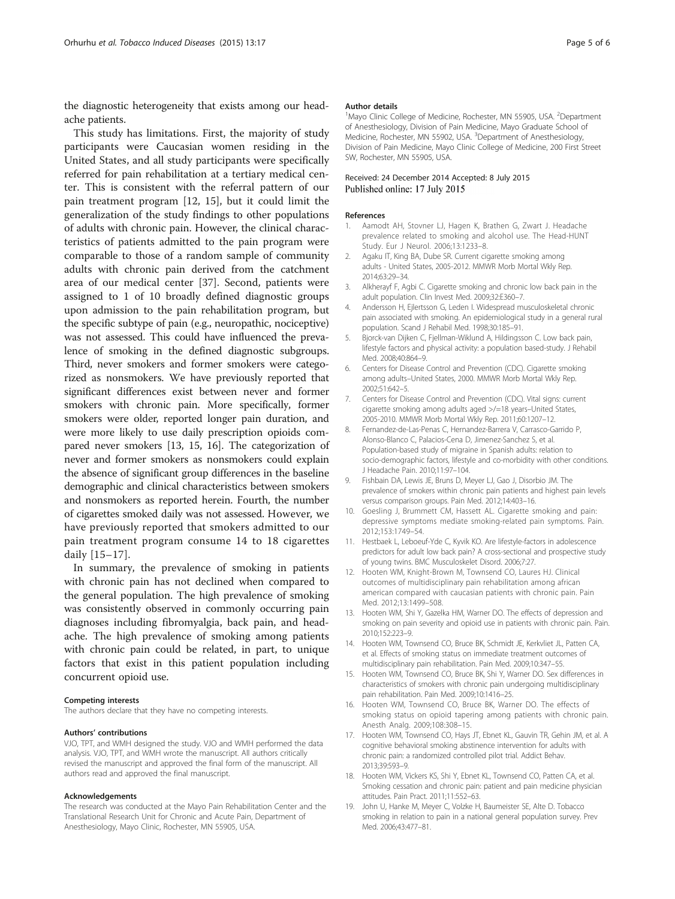the diagnostic heterogeneity that exists among our headache patients.

This study has limitations. First, the majority of study participants were Caucasian women residing in the United States, and all study participants were specifically referred for pain rehabilitation at a tertiary medical center. This is consistent with the referral pattern of our pain treatment program [12, 15], but it could limit the generalization of the study findings to other populations of adults with chronic pain. However, the clinical characteristics of patients admitted to the pain program were comparable to those of a random sample of community adults with chronic pain derived from the catchment area of our medical center [37]. Second, patients were assigned to 1 of 10 broadly defined diagnostic groups upon admission to the pain rehabilitation program, but the specific subtype of pain (e.g., neuropathic, nociceptive) was not assessed. This could have influenced the prevalence of smoking in the defined diagnostic subgroups. Third, never smokers and former smokers were categorized as nonsmokers. We have previously reported that significant differences exist between never and former smokers with chronic pain. More specifically, former smokers were older, reported longer pain duration, and were more likely to use daily prescription opioids compared never smokers [13, 15, 16]. The categorization of never and former smokers as nonsmokers could explain the absence of significant group differences in the baseline demographic and clinical characteristics between smokers and nonsmokers as reported herein. Fourth, the number of cigarettes smoked daily was not assessed. However, we have previously reported that smokers admitted to our pain treatment program consume 14 to 18 cigarettes daily [15–17].

In summary, the prevalence of smoking in patients with chronic pain has not declined when compared to the general population. The high prevalence of smoking was consistently observed in commonly occurring pain diagnoses including fibromyalgia, back pain, and headache. The high prevalence of smoking among patients with chronic pain could be related, in part, to unique factors that exist in this patient population including concurrent opioid use.

#### Competing interests

The authors declare that they have no competing interests.

#### Authors' contributions

VJO, TPT, and WMH designed the study. VJO and WMH performed the data analysis. VJO, TPT, and WMH wrote the manuscript. All authors critically revised the manuscript and approved the final form of the manuscript. All authors read and approved the final manuscript.

#### Acknowledgements

The research was conducted at the Mayo Pain Rehabilitation Center and the Translational Research Unit for Chronic and Acute Pain, Department of Anesthesiology, Mayo Clinic, Rochester, MN 55905, USA.

#### Author details

[1]Mayo Clinic College of Medicine, Rochester, MN 55905, USA. [2]Department of Anesthesiology, Division of Pain Medicine, Mayo Graduate School of Medicine, Rochester, MN 55902, USA. [3]Department of Anesthesiology, Division of Pain Medicine, Mayo Clinic College of Medicine, 200 First Street SW, Rochester, MN 55905, USA.

Received: 24 December 2014 Accepted: 8 July 2015
Published online: 17 July 2015

#### References

1. Aamodt AH, Stovner LJ, Hagen K, Brathen G, Zwart J. Headache prevalence related to smoking and alcohol use. The Head-HUNT Study. Eur J Neurol. 2006;13:1233–8.
2. Agaku IT, King BA, Dube SR. Current cigarette smoking among adults - United States, 2005-2012. MMWR Morb Mortal Wkly Rep. 2014;63:29–34.
3. Alkherayf F, Agbi C. Cigarette smoking and chronic low back pain in the adult population. Clin Invest Med. 2009;32:E360–7.
4. Andersson H, Ejlertsson G, Leden I. Widespread musculoskeletal chronic pain associated with smoking. An epidemiological study in a general rural population. Scand J Rehabil Med. 1998;30:185–91.
5. Bjorck-van Dijken C, Fjellman-Wiklund A, Hildingsson C. Low back pain, lifestyle factors and physical activity: a population based-study. J Rehabil Med. 2008;40:864–9.
6. Centers for Disease Control and Prevention (CDC). Cigarette smoking among adults–United States, 2000. MMWR Morb Mortal Wkly Rep. 2002;51:642–5.
7. Centers for Disease Control and Prevention (CDC). Vital signs: current cigarette smoking among adults aged >/=18 years–United States, 2005-2010. MMWR Morb Mortal Wkly Rep. 2011;60:1207–12.
8. Fernandez-de-Las-Penas C, Hernandez-Barrera V, Carrasco-Garrido P, Alonso-Blanco C, Palacios-Cena D, Jimenez-Sanchez S, et al. Population-based study of migraine in Spanish adults: relation to socio-demographic factors, lifestyle and co-morbidity with other conditions. J Headache Pain. 2010;11:97–104.
9. Fishbain DA, Lewis JE, Bruns D, Meyer LJ, Gao J, Disorbio JM. The prevalence of smokers within chronic pain patients and highest pain levels versus comparison groups. Pain Med. 2012;14:403–16.
10. Goesling J, Brummett CM, Hassett AL. Cigarette smoking and pain: depressive symptoms mediate smoking-related pain symptoms. Pain. 2012;153:1749–54.
11. Hestbaek L, Leboeuf-Yde C, Kyvik KO. Are lifestyle-factors in adolescence predictors for adult low back pain? A cross-sectional and prospective study of young twins. BMC Musculoskelet Disord. 2006;7:27.
12. Hooten WM, Knight-Brown M, Townsend CO, Laures HJ. Clinical outcomes of multidisciplinary pain rehabilitation among african american compared with caucasian patients with chronic pain. Pain Med. 2012;13:1499–508.
13. Hooten WM, Shi Y, Gazelka HM, Warner DO. The effects of depression and smoking on pain severity and opioid use in patients with chronic pain. Pain. 2010;152:223–9.
14. Hooten WM, Townsend CO, Bruce BK, Schmidt JE, Kerkvliet JL, Patten CA, et al. Effects of smoking status on immediate treatment outcomes of multidisciplinary pain rehabilitation. Pain Med. 2009;10:347–55.
15. Hooten WM, Townsend CO, Bruce BK, Shi Y, Warner DO. Sex differences in characteristics of smokers with chronic pain undergoing multidisciplinary pain rehabilitation. Pain Med. 2009;10:1416–25.
16. Hooten WM, Townsend CO, Bruce BK, Warner DO. The effects of smoking status on opioid tapering among patients with chronic pain. Anesth Analg. 2009;108:308–15.
17. Hooten WM, Townsend CO, Hays JT, Ebnet KL, Gauvin TR, Gehin JM, et al. A cognitive behavioral smoking abstinence intervention for adults with chronic pain: a randomized controlled pilot trial. Addict Behav. 2013;39:593–9.
18. Hooten WM, Vickers KS, Shi Y, Ebnet KL, Townsend CO, Patten CA, et al. Smoking cessation and chronic pain: patient and pain medicine physician attitudes. Pain Pract. 2011;11:552–63.
19. John U, Hanke M, Meyer C, Volzke H, Baumeister SE, Alte D. Tobacco smoking in relation to pain in a national general population survey. Prev Med. 2006;43:477–81.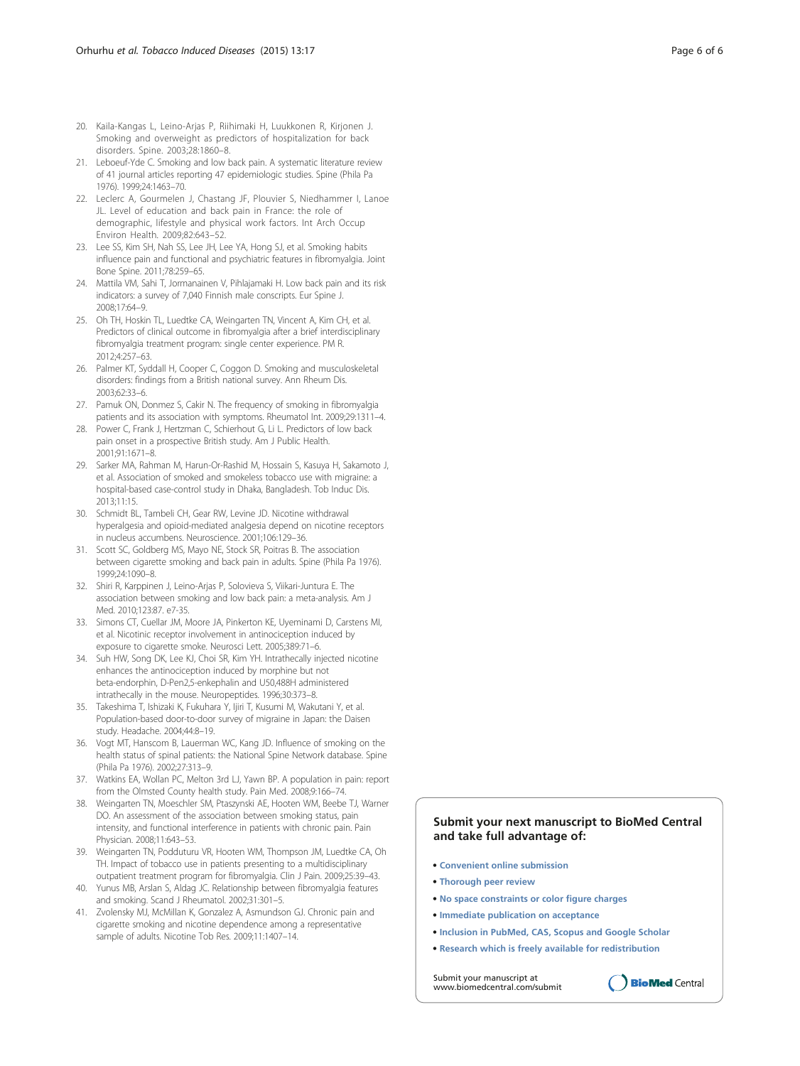20. Kaila-Kangas L, Leino-Arjas P, Riihimaki H, Luukkonen R, Kirjonen J. Smoking and overweight as predictors of hospitalization for back disorders. Spine. 2003;28:1860–8.
21. Leboeuf-Yde C. Smoking and low back pain. A systematic literature review of 41 journal articles reporting 47 epidemiologic studies. Spine (Phila Pa 1976). 1999;24:1463–70.
22. Leclerc A, Gourmelen J, Chastang JF, Plouvier S, Niedhammer I, Lanoe JL. Level of education and back pain in France: the role of demographic, lifestyle and physical work factors. Int Arch Occup Environ Health. 2009;82:643–52.
23. Lee SS, Kim SH, Nah SS, Lee JH, Lee YA, Hong SJ, et al. Smoking habits influence pain and functional and psychiatric features in fibromyalgia. Joint Bone Spine. 2011;78:259–65.
24. Mattila VM, Sahi T, Jormanainen V, Pihlajamaki H. Low back pain and its risk indicators: a survey of 7,040 Finnish male conscripts. Eur Spine J. 2008;17:64–9.
25. Oh TH, Hoskin TL, Luedtke CA, Weingarten TN, Vincent A, Kim CH, et al. Predictors of clinical outcome in fibromyalgia after a brief interdisciplinary fibromyalgia treatment program: single center experience. PM R. 2012;4:257–63.
26. Palmer KT, Syddall H, Cooper C, Coggon D. Smoking and musculoskeletal disorders: findings from a British national survey. Ann Rheum Dis. 2003;62:33–6.
27. Pamuk ON, Donmez S, Cakir N. The frequency of smoking in fibromyalgia patients and its association with symptoms. Rheumatol Int. 2009;29:1311–4.
28. Power C, Frank J, Hertzman C, Schierhout G, Li L. Predictors of low back pain onset in a prospective British study. Am J Public Health. 2001;91:1671–8.
29. Sarker MA, Rahman M, Harun-Or-Rashid M, Hossain S, Kasuya H, Sakamoto J, et al. Association of smoked and smokeless tobacco use with migraine: a hospital-based case-control study in Dhaka, Bangladesh. Tob Induc Dis. 2013;11:15.
30. Schmidt BL, Tambeli CH, Gear RW, Levine JD. Nicotine withdrawal hyperalgesia and opioid-mediated analgesia depend on nicotine receptors in nucleus accumbens. Neuroscience. 2001;106:129–36.
31. Scott SC, Goldberg MS, Mayo NE, Stock SR, Poitras B. The association between cigarette smoking and back pain in adults. Spine (Phila Pa 1976). 1999;24:1090–8.
32. Shiri R, Karppinen J, Leino-Arjas P, Solovieva S, Viikari-Juntura E. The association between smoking and low back pain: a meta-analysis. Am J Med. 2010;123:87. e7-35.
33. Simons CT, Cuellar JM, Moore JA, Pinkerton KE, Uyeminami D, Carstens MI, et al. Nicotinic receptor involvement in antinociception induced by exposure to cigarette smoke. Neurosci Lett. 2005;389:71–6.
34. Suh HW, Song DK, Lee KJ, Choi SR, Kim YH. Intrathecally injected nicotine enhances the antinociception induced by morphine but not beta-endorphin, D-Pen2,5-enkephalin and U50,488H administered intrathecally in the mouse. Neuropeptides. 1996;30:373–8.
35. Takeshima T, Ishizaki K, Fukuhara Y, Ijiri T, Kusumi M, Wakutani Y, et al. Population-based door-to-door survey of migraine in Japan: the Daisen study. Headache. 2004;44:8–19.
36. Vogt MT, Hanscom B, Lauerman WC, Kang JD. Influence of smoking on the health status of spinal patients: the National Spine Network database. Spine (Phila Pa 1976). 2002;27:313–9.
37. Watkins EA, Wollan PC, Melton 3rd LJ, Yawn BP. A population in pain: report from the Olmsted County health study. Pain Med. 2008;9:166–74.
38. Weingarten TN, Moeschler SM, Ptaszynski AE, Hooten WM, Beebe TJ, Warner DO. An assessment of the association between smoking status, pain intensity, and functional interference in patients with chronic pain. Pain Physician. 2008;11:643–53.
39. Weingarten TN, Podduturu VR, Hooten WM, Thompson JM, Luedtke CA, Oh TH. Impact of tobacco use in patients presenting to a multidisciplinary outpatient treatment program for fibromyalgia. Clin J Pain. 2009;25:39–43.
40. Yunus MB, Arslan S, Aldag JC. Relationship between fibromyalgia features and smoking. Scand J Rheumatol. 2002;31:301–5.
41. Zvolensky MJ, McMillan K, Gonzalez A, Asmundson GJ. Chronic pain and cigarette smoking and nicotine dependence among a representative sample of adults. Nicotine Tob Res. 2009;11:1407–14.

**Submit your next manuscript to BioMed Central and take full advantage of:**

- **Convenient online submission**
- **Thorough peer review**
- **No space constraints or color figure charges**
- **Immediate publication on acceptance**
- **Inclusion in PubMed, CAS, Scopus and Google Scholar**
- **Research which is freely available for redistribution**

Submit your manuscript at
www.biomedcentral.com/submit

BioMed Central